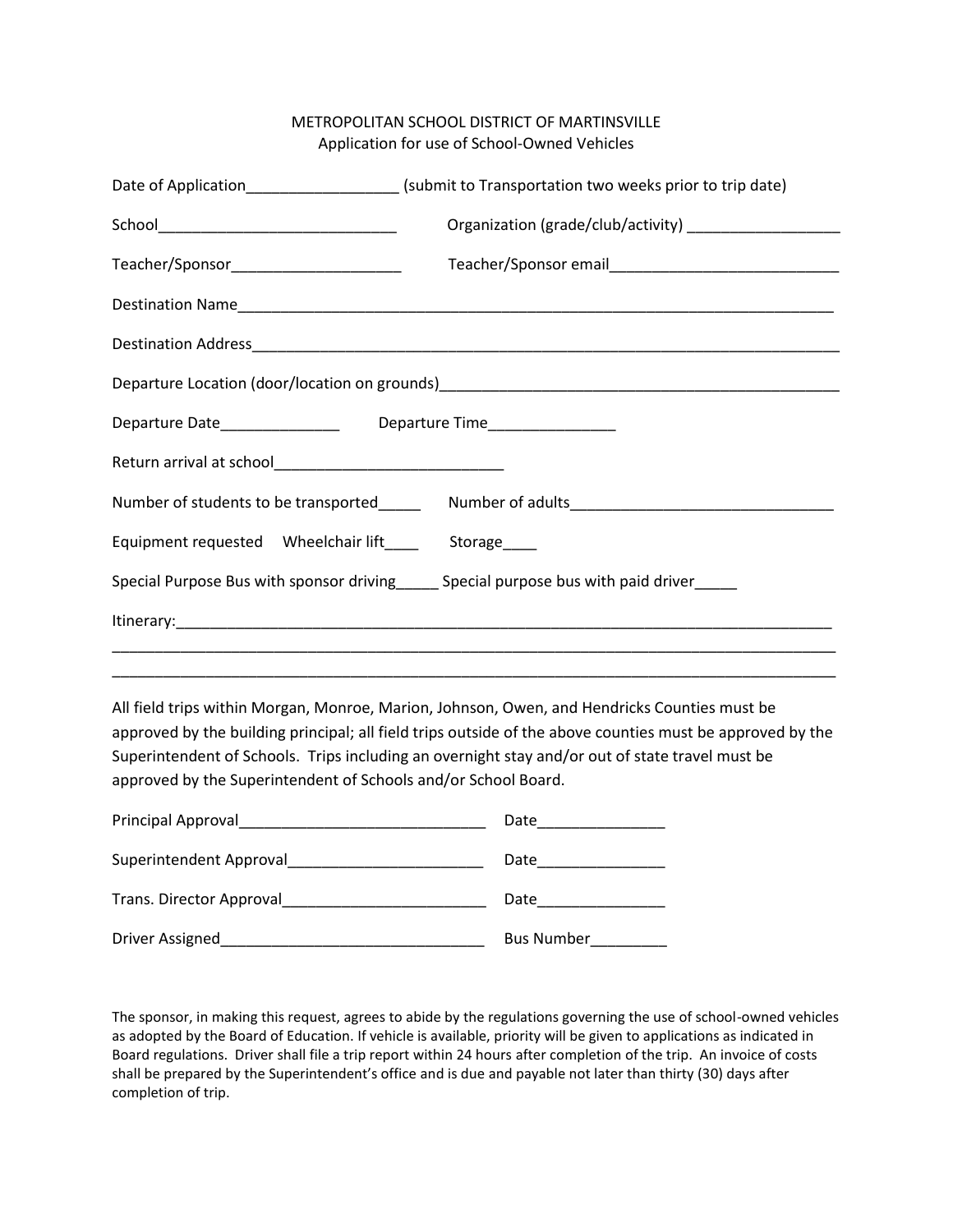METROPOLITAN SCHOOL DISTRICT OF MARTINSVILLE
Application for use of School-Owned Vehicles

Date of Application__________________ (submit to Transportation two weeks prior to trip date)

School____________________________ Organization (grade/club/activity) __________________

Teacher/Sponsor____________________ Teacher/Sponsor email___________________________

Destination Name________________________________________________________________________

Destination Address______________________________________________________________________

Departure Location (door/location on grounds)______________________________________________

Departure Date______________ Departure Time_______________

Return arrival at school__________________________

Number of students to be transported_____ Number of adults______________________________

Equipment requested Wheelchair lift____ Storage____

Special Purpose Bus with sponsor driving_____ Special purpose bus with paid driver_____

Itinerary:_______________________________________________________________________________

_________________________________________________________________________________________

_________________________________________________________________________________________

All field trips within Morgan, Monroe, Marion, Johnson, Owen, and Hendricks Counties must be approved by the building principal; all field trips outside of the above counties must be approved by the Superintendent of Schools. Trips including an overnight stay and/or out of state travel must be approved by the Superintendent of Schools and/or School Board.

Principal Approval_____________________________ Date_______________

Superintendent Approval_______________________ Date_______________

Trans. Director Approval________________________ Date_______________

Driver Assigned_______________________________ Bus Number_________

The sponsor, in making this request, agrees to abide by the regulations governing the use of school-owned vehicles as adopted by the Board of Education. If vehicle is available, priority will be given to applications as indicated in Board regulations. Driver shall file a trip report within 24 hours after completion of the trip. An invoice of costs shall be prepared by the Superintendent's office and is due and payable not later than thirty (30) days after completion of trip.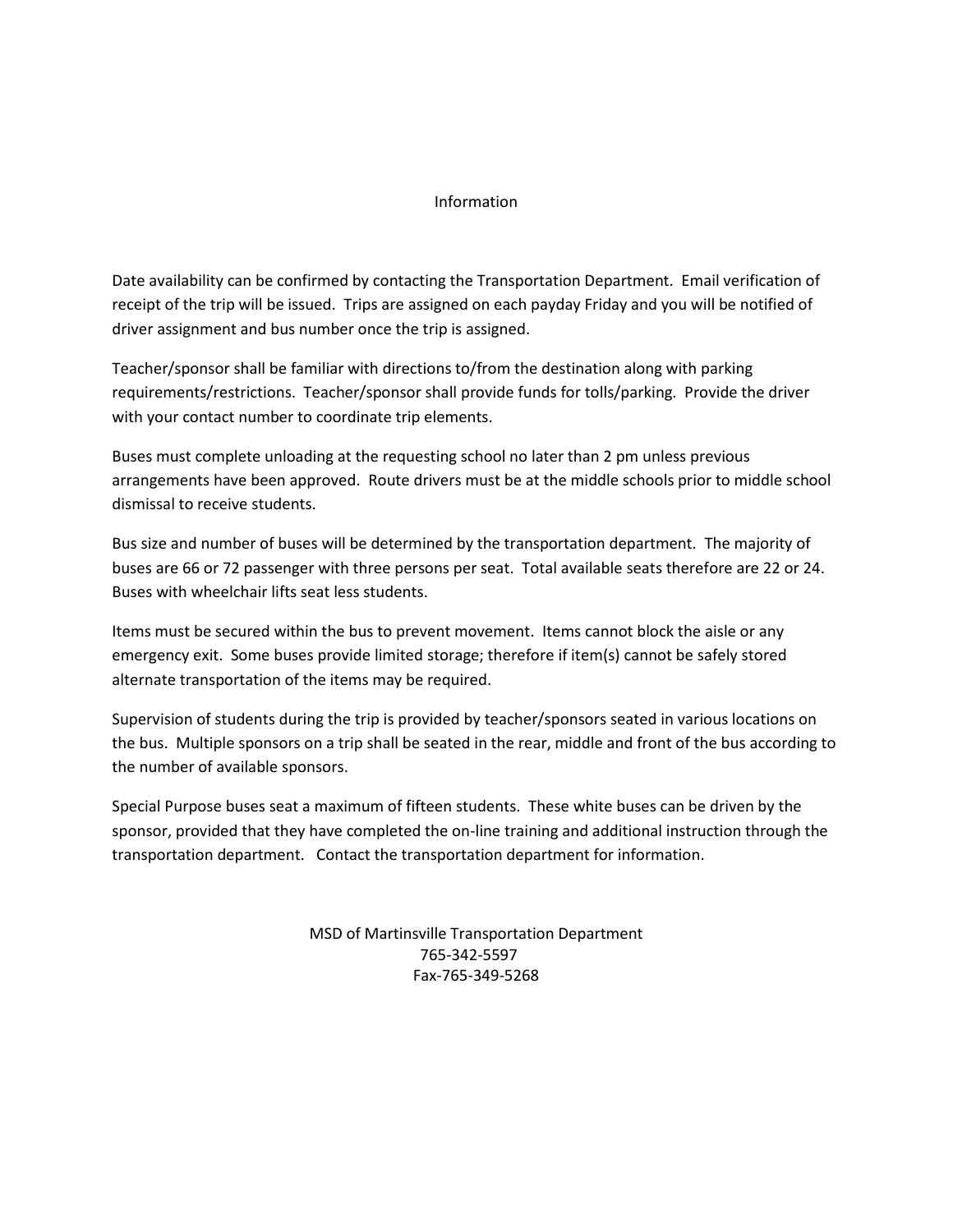# Information

Date availability can be confirmed by contacting the Transportation Department. Email verification of receipt of the trip will be issued. Trips are assigned on each payday Friday and you will be notified of driver assignment and bus number once the trip is assigned.

Teacher/sponsor shall be familiar with directions to/from the destination along with parking requirements/restrictions. Teacher/sponsor shall provide funds for tolls/parking. Provide the driver with your contact number to coordinate trip elements.

Buses must complete unloading at the requesting school no later than 2 pm unless previous arrangements have been approved. Route drivers must be at the middle schools prior to middle school dismissal to receive students.

Bus size and number of buses will be determined by the transportation department. The majority of buses are 66 or 72 passenger with three persons per seat. Total available seats therefore are 22 or 24. Buses with wheelchair lifts seat less students.

Items must be secured within the bus to prevent movement. Items cannot block the aisle or any emergency exit. Some buses provide limited storage; therefore if item(s) cannot be safely stored alternate transportation of the items may be required.

Supervision of students during the trip is provided by teacher/sponsors seated in various locations on the bus. Multiple sponsors on a trip shall be seated in the rear, middle and front of the bus according to the number of available sponsors.

Special Purpose buses seat a maximum of fifteen students. These white buses can be driven by the sponsor, provided that they have completed the on-line training and additional instruction through the transportation department. Contact the transportation department for information.

MSD of Martinsville Transportation Department
765-342-5597
Fax-765-349-5268